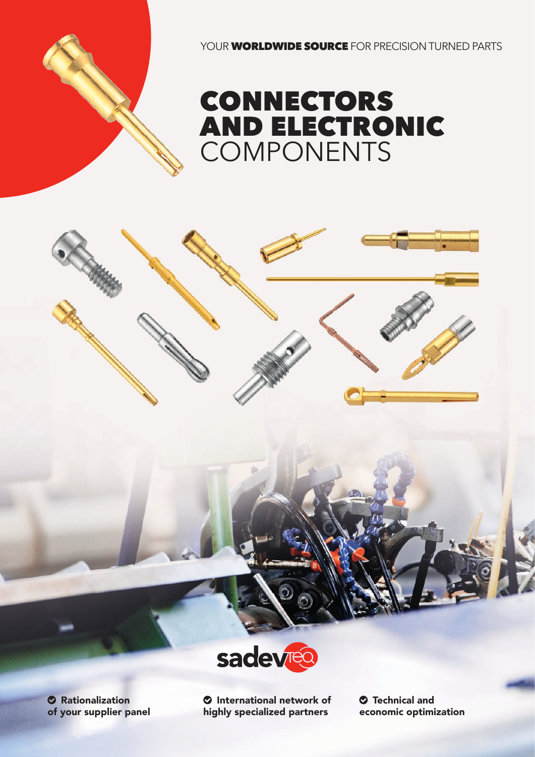YOUR **WORLDWIDE SOURCE** FOR PRECISION TURNED PARTS

# CONNECTORS AND ELECTRONIC COMPONENTS

sadevteq

- **Rationalization of your supplier panel**
- **International network of highly specialized partners**
- **Technical and economic optimization**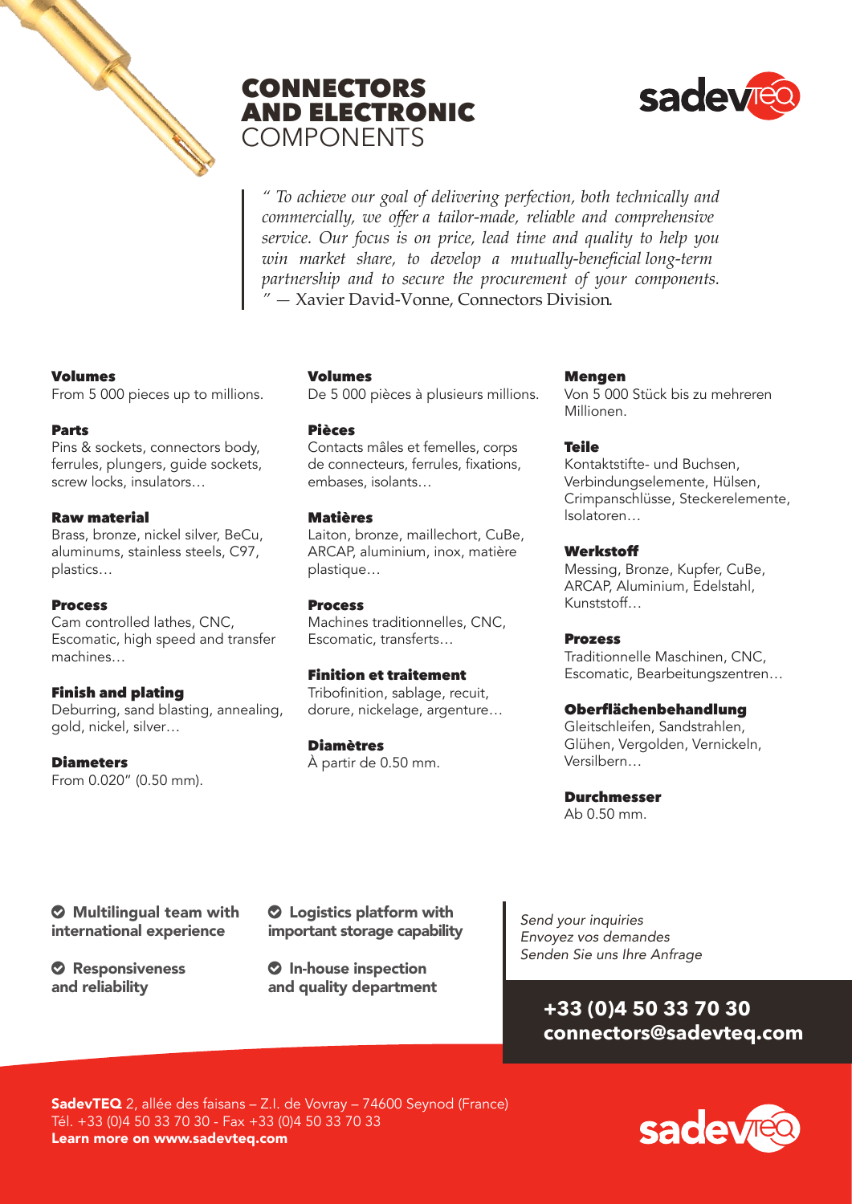# CONNECTORS AND ELECTRONIC COMPONENTS

*" To achieve our goal of delivering perfection, both technically and commercially, we offer a tailor-made, reliable and comprehensive service. Our focus is on price, lead time and quality to help you win market share, to develop a mutually-beneficial long-term partnership and to secure the procurement of your components. "* — Xavier David-Vonne, Connectors Division.

**Volumes**
From 5 000 pieces up to millions.

**Parts**
Pins & sockets, connectors body, ferrules, plungers, guide sockets, screw locks, insulators…

**Raw material**
Brass, bronze, nickel silver, BeCu, aluminums, stainless steels, C97, plastics…

**Process**
Cam controlled lathes, CNC, Escomatic, high speed and transfer machines…

**Finish and plating**
Deburring, sand blasting, annealing, gold, nickel, silver…

**Diameters**
From 0.020" (0.50 mm).

**Volumes**
De 5 000 pièces à plusieurs millions.

**Pièces**
Contacts mâles et femelles, corps de connecteurs, ferrules, fixations, embases, isolants…

**Matières**
Laiton, bronze, maillechort, CuBe, ARCAP, aluminium, inox, matière plastique…

**Process**
Machines traditionnelles, CNC, Escomatic, transferts…

**Finition et traitement**
Tribofinition, sablage, recuit, dorure, nickelage, argenture…

**Diamètres**
À partir de 0.50 mm.

**Mengen**
Von 5 000 Stück bis zu mehreren Millionen.

**Teile**
Kontaktstifte- und Buchsen, Verbindungselemente, Hülsen, Crimpanschlüsse, Steckerelemente, Isolatoren…

**Werkstoff**
Messing, Bronze, Kupfer, CuBe, ARCAP, Aluminium, Edelstahl, Kunststoff…

**Prozess**
Traditionnelle Maschinen, CNC, Escomatic, Bearbeitungszentren…

**Oberflächenbehandlung**
Gleitschleifen, Sandstrahlen, Glühen, Vergolden, Vernickeln, Versilbern…

**Durchmesser**
Ab 0.50 mm.

- **Multilingual team with international experience**
- **Responsiveness and reliability**
- **Logistics platform with important storage capability**
- **In-house inspection and quality department**

*Send your inquiries*
*Envoyez vos demandes*
*Senden Sie uns Ihre Anfrage*

**+33 (0)4 50 33 70 30**
**connectors@sadevteq.com**

**SadevTEQ** 2, allée des faisans – Z.I. de Vovray – 74600 Seynod (France)
Tél. +33 (0)4 50 33 70 30 - Fax +33 (0)4 50 33 70 33
**Learn more on www.sadevteq.com**